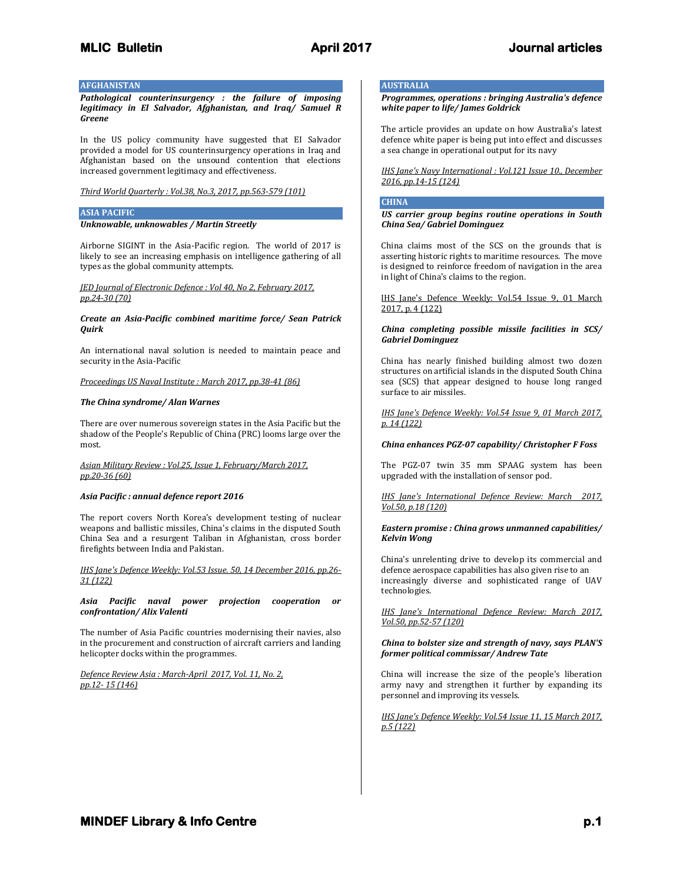## AFGHANISTAN

***Pathological counterinsurgency : the failure of imposing legitimacy in El Salvador, Afghanistan, and Iraq/ Samuel R Greene***

In the US policy community have suggested that EI Salvador provided a model for US counterinsurgency operations in Iraq and Afghanistan based on the unsound contention that elections increased government legitimacy and effectiveness.

Third World Quarterly : Vol.38, No.3, 2017, pp.563-579 (101)

## ASIA PACIFIC

***Unknowable, unknowables / Martin Streetly***

Airborne SIGINT in the Asia-Pacific region. The world of 2017 is likely to see an increasing emphasis on intelligence gathering of all types as the global community attempts.

*JED Journal of Electronic Defence : Vol 40, No 2, February 2017, pp.24-30 (70)*

***Create an Asia-Pacific combined maritime force/ Sean Patrick Quirk***

An international naval solution is needed to maintain peace and security in the Asia-Pacific

*Proceedings US Naval Institute : March 2017, pp.38-41 (86)*

***The China syndrome/ Alan Warnes***

There are over numerous sovereign states in the Asia Pacific but the shadow of the People's Republic of China (PRC) looms large over the most.

*Asian Military Review : Vol.25, Issue 1, February/March 2017, pp.20-36 (60)*

***Asia Pacific : annual defence report 2016***

The report covers North Korea's development testing of nuclear weapons and ballistic missiles, China's claims in the disputed South China Sea and a resurgent Taliban in Afghanistan, cross border firefights between India and Pakistan.

*IHS Jane's Defence Weekly: Vol.53 Issue. 50, 14 December 2016, pp.26-31 (122)*

***Asia Pacific naval power projection cooperation or confrontation/ Alix Valenti***

The number of Asia Pacific countries modernising their navies, also in the procurement and construction of aircraft carriers and landing helicopter docks within the programmes.

*Defence Review Asia : March-April 2017, Vol. 11, No. 2, pp.12- 15 (146)*

## AUSTRALIA

***Programmes, operations : bringing Australia's defence white paper to life/ James Goldrick***

The article provides an update on how Australia's latest defence white paper is being put into effect and discusses a sea change in operational output for its navy

*IHS Jane's Navy International : Vol.121 Issue 10., December 2016, pp.14-15 (124)*

## CHINA

***US carrier group begins routine operations in South China Sea/ Gabriel Dominguez***

China claims most of the SCS on the grounds that is asserting historic rights to maritime resources. The move is designed to reinforce freedom of navigation in the area in light of China's claims to the region.

IHS Jane's Defence Weekly: Vol.54 Issue 9, 01 March 2017, p. 4 (122)

***China completing possible missile facilities in SCS/ Gabriel Dominguez***

China has nearly finished building almost two dozen structures on artificial islands in the disputed South China sea (SCS) that appear designed to house long ranged surface to air missiles.

*IHS Jane's Defence Weekly: Vol.54 Issue 9, 01 March 2017, p. 14 (122)*

***China enhances PGZ-07 capability/ Christopher F Foss***

The PGZ-07 twin 35 mm SPAAG system has been upgraded with the installation of sensor pod.

*IHS Jane's International Defence Review: March 2017, Vol.50, p.18 (120)*

***Eastern promise : China grows unmanned capabilities/ Kelvin Wong***

China's unrelenting drive to develop its commercial and defence aerospace capabilities has also given rise to an increasingly diverse and sophisticated range of UAV technologies.

*IHS Jane's International Defence Review: March 2017, Vol.50, pp.52-57 (120)*

***China to bolster size and strength of navy, says PLAN'S former political commissar/ Andrew Tate***

China will increase the size of the people's liberation army navy and strengthen it further by expanding its personnel and improving its vessels.

*IHS Jane's Defence Weekly: Vol.54 Issue 11, 15 March 2017, p.5 (122)*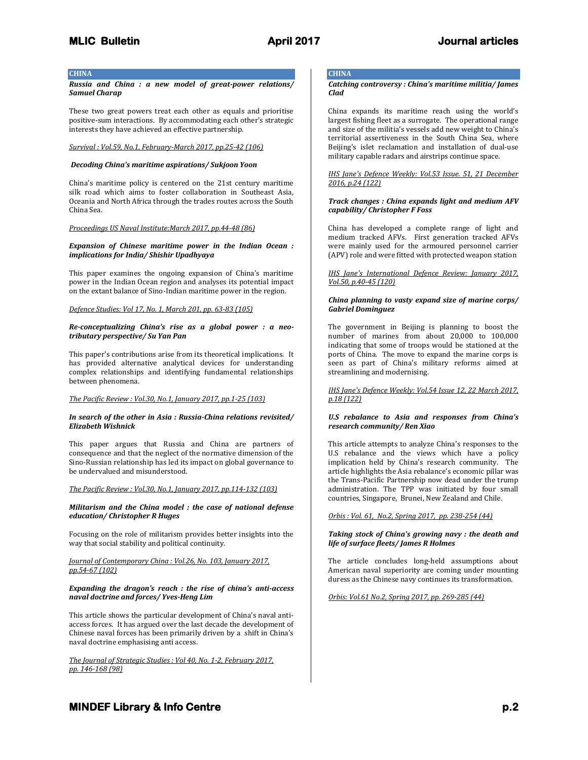## CHINA

***Russia and China : a new model of great-power relations/ Samuel Charap***

These two great powers treat each other as equals and prioritise positive-sum interactions. By accommodating each other's strategic interests they have achieved an effective partnership.

Survival : Vol.59, No.1, February-March 2017, pp.25-42 (106)

***Decoding China's maritime aspirations/ Sukjoon Yoon***

China's maritime policy is centered on the 21st century maritime silk road which aims to foster collaboration in Southeast Asia, Oceania and North Africa through the trades routes across the South China Sea.

Proceedings US Naval Institute:March 2017, pp.44-48 (86)

***Expansion of Chinese maritime power in the Indian Ocean : implications for India/ Shishir Upadhyaya***

This paper examines the ongoing expansion of China's maritime power in the Indian Ocean region and analyses its potential impact on the extant balance of Sino-Indian maritime power in the region.

Defence Studies: Vol 17, No. 1, March 201, pp. 63-83 (105)

***Re-conceptualizing China's rise as a global power : a neo-tributary perspective/ Su Yan Pan***

This paper's contributions arise from its theoretical implications. It has provided alternative analytical devices for understanding complex relationships and identifying fundamental relationships between phenomena.

The Pacific Review : Vol.30, No.1, January 2017, pp.1-25 (103)

***In search of the other in Asia : Russia-China relations revisited/ Elizabeth Wishnick***

This paper argues that Russia and China are partners of consequence and that the neglect of the normative dimension of the Sino-Russian relationship has led its impact on global governance to be undervalued and misunderstood.

The Pacific Review : Vol.30, No.1, January 2017, pp.114-132 (103)

***Militarism and the China model : the case of national defense education/ Christopher R Huges***

Focusing on the role of militarism provides better insights into the way that social stability and political continuity.

Journal of Contemporary China : Vol.26, No. 103, January 2017, pp.54-67 (102)

***Expanding the dragon's reach : the rise of china's anti-access naval doctrine and forces/ Yves-Heng Lim***

This article shows the particular development of China's naval anti-access forces. It has argued over the last decade the development of Chinese naval forces has been primarily driven by a shift in China's naval doctrine emphasising anti access.

The Journal of Strategic Studies : Vol 40, No. 1-2, February 2017, pp. 146-168 (98)

## CHINA

***Catching controversy : China's maritime militia/ James Clad***

China expands its maritime reach using the world's largest fishing fleet as a surrogate. The operational range and size of the militia's vessels add new weight to China's territorial assertiveness in the South China Sea, where Beijing's islet reclamation and installation of dual-use military capable radars and airstrips continue space.

IHS Jane's Defence Weekly: Vol.53 Issue. 51, 21 December 2016, p.24 (122)

***Track changes : China expands light and medium AFV capability/ Christopher F Foss***

China has developed a complete range of light and medium tracked AFVs. First generation tracked AFVs were mainly used for the armoured personnel carrier (APV) role and were fitted with protected weapon station

IHS Jane's International Defence Review: January 2017, Vol.50, p.40-45 (120)

***China planning to vasty expand size of marine corps/ Gabriel Dominguez***

The government in Beijing is planning to boost the number of marines from about 20,000 to 100,000 indicating that some of troops would be stationed at the ports of China. The move to expand the marine corps is seen as part of China's military reforms aimed at streamlining and modernising.

IHS Jane's Defence Weekly: Vol.54 Issue 12, 22 March 2017, p.18 (122)

***U.S rebalance to Asia and responses from China's research community/ Ren Xiao***

This article attempts to analyze China's responses to the U.S rebalance and the views which have a policy implication held by China's research community. The article highlights the Asia rebalance's economic pillar was the Trans-Pacific Partnership now dead under the trump administration. The TPP was initiated by four small countries, Singapore, Brunei, New Zealand and Chile.

Orbis : Vol. 61, No.2, Spring 2017, pp. 238-254 (44)

***Taking stock of China's growing navy : the death and life of surface fleets/ James R Holmes***

The article concludes long-held assumptions about American naval superiority are coming under mounting duress as the Chinese navy continues its transformation.

Orbis: Vol.61 No.2, Spring 2017, pp. 269-285 (44)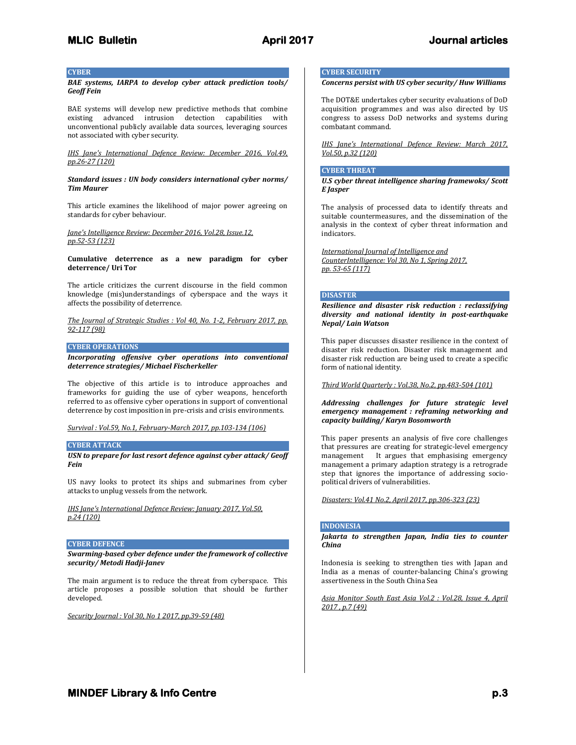## CYBER

***BAE systems, IARPA to develop cyber attack prediction tools/ Geoff Fein***

BAE systems will develop new predictive methods that combine existing advanced intrusion detection capabilities with unconventional publicly available data sources, leveraging sources not associated with cyber security.

*IHS Jane's International Defence Review: December 2016, Vol.49, pp.26-27 (120)*

***Standard issues : UN body considers international cyber norms/ Tim Maurer***

This article examines the likelihood of major power agreeing on standards for cyber behaviour.

*Jane's Intelligence Review: December 2016, Vol.28, Issue.12, pp.52-53 (123)*

**Cumulative deterrence as a new paradigm for cyber deterrence/ Uri Tor**

The article criticizes the current discourse in the field common knowledge (mis)understandings of cyberspace and the ways it affects the possibility of deterrence.

*The Journal of Strategic Studies : Vol 40, No. 1-2, February 2017, pp. 92-117 (98)*

## CYBER OPERATIONS

***Incorporating offensive cyber operations into conventional deterrence strategies/ Michael Fischerkeller***

The objective of this article is to introduce approaches and frameworks for guiding the use of cyber weapons, henceforth referred to as offensive cyber operations in support of conventional deterrence by cost imposition in pre-crisis and crisis environments.

*Survival : Vol.59, No.1, February-March 2017, pp.103-134 (106)*

## CYBER ATTACK

***USN to prepare for last resort defence against cyber attack/ Geoff Fein***

US navy looks to protect its ships and submarines from cyber attacks to unplug vessels from the network.

*IHS Jane's International Defence Review: January 2017, Vol.50, p.24 (120)*

## CYBER DEFENCE

***Swarming-based cyber defence under the framework of collective security/ Metodi Hadji-Janev***

The main argument is to reduce the threat from cyberspace. This article proposes a possible solution that should be further developed.

*Security Journal : Vol 30, No 1 2017, pp.39-59 (48)*

## CYBER SECURITY

***Concerns persist with US cyber security/ Huw Williams***

The DOT&E undertakes cyber security evaluations of DoD acquisition programmes and was also directed by US congress to assess DoD networks and systems during combatant command.

*IHS Jane's International Defence Review: March 2017, Vol.50, p.32 (120)*

## CYBER THREAT

***U.S cyber threat intelligence sharing framewoks/ Scott E Jasper***

The analysis of processed data to identify threats and suitable countermeasures, and the dissemination of the analysis in the context of cyber threat information and indicators.

*International Journal of Intelligence and CounterIntelligence: Vol 30, No 1, Spring 2017, pp. 53-65 (117)*

## DISASTER

***Resilience and disaster risk reduction : reclassifying diversity and national identity in post-earthquake Nepal/ Lain Watson***

This paper discusses disaster resilience in the context of disaster risk reduction. Disaster risk management and disaster risk reduction are being used to create a specific form of national identity.

*Third World Quarterly : Vol.38, No.2, pp.483-504 (101)*

***Addressing challenges for future strategic level emergency management : reframing networking and capacity building/ Karyn Bosomworth***

This paper presents an analysis of five core challenges that pressures are creating for strategic-level emergency management It argues that emphasising emergency management a primary adaption strategy is a retrograde step that ignores the importance of addressing socio-political drivers of vulnerabilities.

*Disasters: Vol.41 No.2, April 2017, pp.306-323 (23)*

## INDONESIA

***Jakarta to strengthen Japan, India ties to counter China***

Indonesia is seeking to strengthen ties with Japan and India as a menas of counter-balancing China's growing assertiveness in the South China Sea

*Asia Monitor South East Asia Vol.2 : Vol.28, Issue 4, April 2017 , p.7 (49)*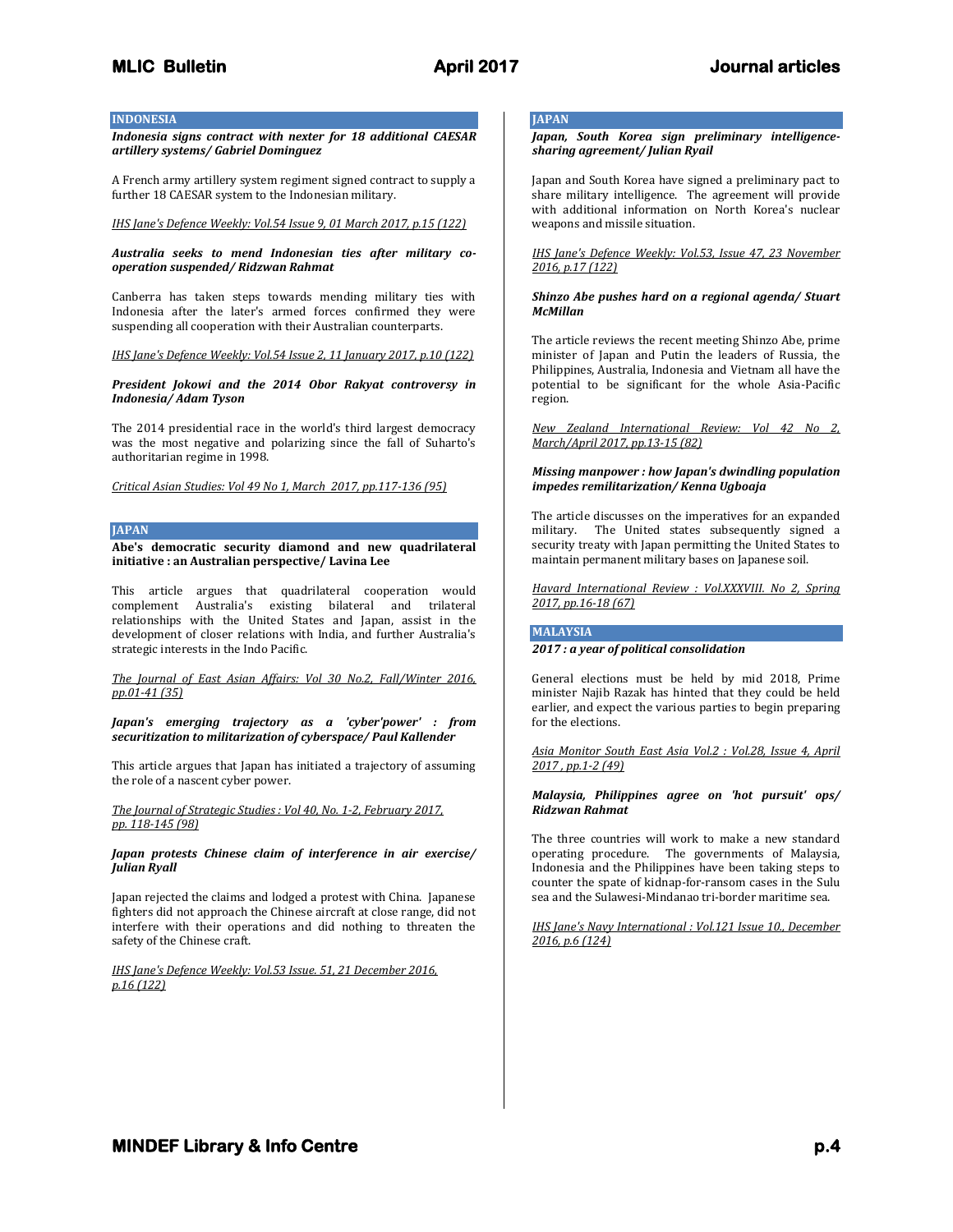## INDONESIA

***Indonesia signs contract with nexter for 18 additional CAESAR artillery systems/ Gabriel Dominguez***

A French army artillery system regiment signed contract to supply a further 18 CAESAR system to the Indonesian military.

IHS Jane's Defence Weekly: Vol.54 Issue 9, 01 March 2017, p.15 (122)

***Australia seeks to mend Indonesian ties after military co-operation suspended/ Ridzwan Rahmat***

Canberra has taken steps towards mending military ties with Indonesia after the later's armed forces confirmed they were suspending all cooperation with their Australian counterparts.

IHS Jane's Defence Weekly: Vol.54 Issue 2, 11 January 2017, p.10 (122)

***President Jokowi and the 2014 Obor Rakyat controversy in Indonesia/ Adam Tyson***

The 2014 presidential race in the world's third largest democracy was the most negative and polarizing since the fall of Suharto's authoritarian regime in 1998.

Critical Asian Studies: Vol 49 No 1, March 2017, pp.117-136 (95)

## JAPAN

**Abe's democratic security diamond and new quadrilateral initiative : an Australian perspective/ Lavina Lee**

This article argues that quadrilateral cooperation would complement Australia's existing bilateral and trilateral relationships with the United States and Japan, assist in the development of closer relations with India, and further Australia's strategic interests in the Indo Pacific.

The Journal of East Asian Affairs: Vol 30 No.2, Fall/Winter 2016, pp.01-41 (35)

***Japan's emerging trajectory as a 'cyber'power' : from securitization to militarization of cyberspace/ Paul Kallender***

This article argues that Japan has initiated a trajectory of assuming the role of a nascent cyber power.

The Journal of Strategic Studies : Vol 40, No. 1-2, February 2017, pp. 118-145 (98)

***Japan protests Chinese claim of interference in air exercise/ Julian Ryall***

Japan rejected the claims and lodged a protest with China. Japanese fighters did not approach the Chinese aircraft at close range, did not interfere with their operations and did nothing to threaten the safety of the Chinese craft.

IHS Jane's Defence Weekly: Vol.53 Issue. 51, 21 December 2016, p.16 (122)

## JAPAN

***Japan, South Korea sign preliminary intelligence-sharing agreement/ Julian Ryail***

Japan and South Korea have signed a preliminary pact to share military intelligence. The agreement will provide with additional information on North Korea's nuclear weapons and missile situation.

IHS Jane's Defence Weekly: Vol.53, Issue 47, 23 November 2016, p.17 (122)

***Shinzo Abe pushes hard on a regional agenda/ Stuart McMillan***

The article reviews the recent meeting Shinzo Abe, prime minister of Japan and Putin the leaders of Russia, the Philippines, Australia, Indonesia and Vietnam all have the potential to be significant for the whole Asia-Pacific region.

New Zealand International Review: Vol 42 No 2, March/April 2017, pp.13-15 (82)

***Missing manpower : how Japan's dwindling population impedes remilitarization/ Kenna Ugboaja***

The article discusses on the imperatives for an expanded military. The United states subsequently signed a security treaty with Japan permitting the United States to maintain permanent military bases on Japanese soil.

Havard International Review : Vol.XXXVIII. No 2, Spring 2017, pp.16-18 (67)

## MALAYSIA

***2017 : a year of political consolidation***

General elections must be held by mid 2018, Prime minister Najib Razak has hinted that they could be held earlier, and expect the various parties to begin preparing for the elections.

Asia Monitor South East Asia Vol.2 : Vol.28, Issue 4, April 2017 , pp.1-2 (49)

***Malaysia, Philippines agree on 'hot pursuit' ops/ Ridzwan Rahmat***

The three countries will work to make a new standard operating procedure. The governments of Malaysia, Indonesia and the Philippines have been taking steps to counter the spate of kidnap-for-ransom cases in the Sulu sea and the Sulawesi-Mindanao tri-border maritime sea.

IHS Jane's Navy International : Vol.121 Issue 10., December 2016, p.6 (124)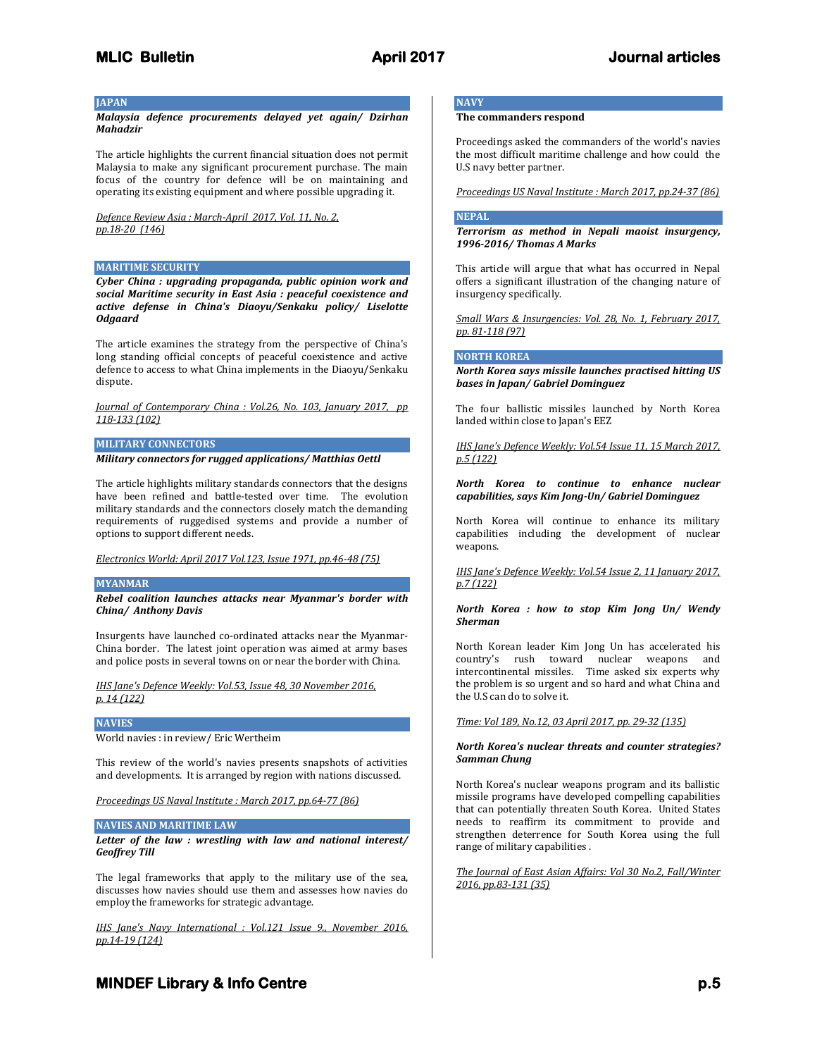## JAPAN

***Malaysia defence procurements delayed yet again/ Dzirhan Mahadzir***

The article highlights the current financial situation does not permit Malaysia to make any significant procurement purchase. The main focus of the country for defence will be on maintaining and operating its existing equipment and where possible upgrading it.

Defence Review Asia : March-April 2017, Vol. 11, No. 2, pp.18-20 (146)

## MARITIME SECURITY

***Cyber China : upgrading propaganda, public opinion work and social Maritime security in East Asia : peaceful coexistence and active defense in China's Diaoyu/Senkaku policy/ Liselotte Odgaard***

The article examines the strategy from the perspective of China's long standing official concepts of peaceful coexistence and active defence to access to what China implements in the Diaoyu/Senkaku dispute.

Journal of Contemporary China : Vol.26, No. 103, January 2017, pp 118-133 (102)

## MILITARY CONNECTORS

***Military connectors for rugged applications/ Matthias Oettl***

The article highlights military standards connectors that the designs have been refined and battle-tested over time. The evolution military standards and the connectors closely match the demanding requirements of ruggedised systems and provide a number of options to support different needs.

Electronics World: April 2017 Vol.123, Issue 1971, pp.46-48 (75)

## MYANMAR

***Rebel coalition launches attacks near Myanmar's border with China/ Anthony Davis***

Insurgents have launched co-ordinated attacks near the Myanmar-China border. The latest joint operation was aimed at army bases and police posts in several towns on or near the border with China.

IHS Jane's Defence Weekly: Vol.53, Issue 48, 30 November 2016, p. 14 (122)

## NAVIES

World navies : in review/ Eric Wertheim

This review of the world's navies presents snapshots of activities and developments. It is arranged by region with nations discussed.

Proceedings US Naval Institute : March 2017, pp.64-77 (86)

## NAVIES AND MARITIME LAW

***Letter of the law : wrestling with law and national interest/ Geoffrey Till***

The legal frameworks that apply to the military use of the sea, discusses how navies should use them and assesses how navies do employ the frameworks for strategic advantage.

IHS Jane's Navy International : Vol.121 Issue 9., November 2016, pp.14-19 (124)

## NAVY

**The commanders respond**

Proceedings asked the commanders of the world's navies the most difficult maritime challenge and how could the U.S navy better partner.

Proceedings US Naval Institute : March 2017, pp.24-37 (86)

## NEPAL

***Terrorism as method in Nepali maoist insurgency, 1996-2016/ Thomas A Marks***

This article will argue that what has occurred in Nepal offers a significant illustration of the changing nature of insurgency specifically.

Small Wars & Insurgencies: Vol. 28, No. 1, February 2017, pp. 81-118 (97)

## NORTH KOREA

***North Korea says missile launches practised hitting US bases in Japan/ Gabriel Dominguez***

The four ballistic missiles launched by North Korea landed within close to Japan's EEZ

IHS Jane's Defence Weekly: Vol.54 Issue 11, 15 March 2017, p.5 (122)

***North Korea to continue to enhance nuclear capabilities, says Kim Jong-Un/ Gabriel Dominguez***

North Korea will continue to enhance its military capabilities including the development of nuclear weapons.

IHS Jane's Defence Weekly: Vol.54 Issue 2, 11 January 2017, p.7 (122)

***North Korea : how to stop Kim Jong Un/ Wendy Sherman***

North Korean leader Kim Jong Un has accelerated his country's rush toward nuclear weapons and intercontinental missiles. Time asked six experts why the problem is so urgent and so hard and what China and the U.S can do to solve it.

Time: Vol 189, No.12, 03 April 2017, pp. 29-32 (135)

***North Korea's nuclear threats and counter strategies? Samman Chung***

North Korea's nuclear weapons program and its ballistic missile programs have developed compelling capabilities that can potentially threaten South Korea. United States needs to reaffirm its commitment to provide and strengthen deterrence for South Korea using the full range of military capabilities .

The Journal of East Asian Affairs: Vol 30 No.2, Fall/Winter 2016, pp.83-131 (35)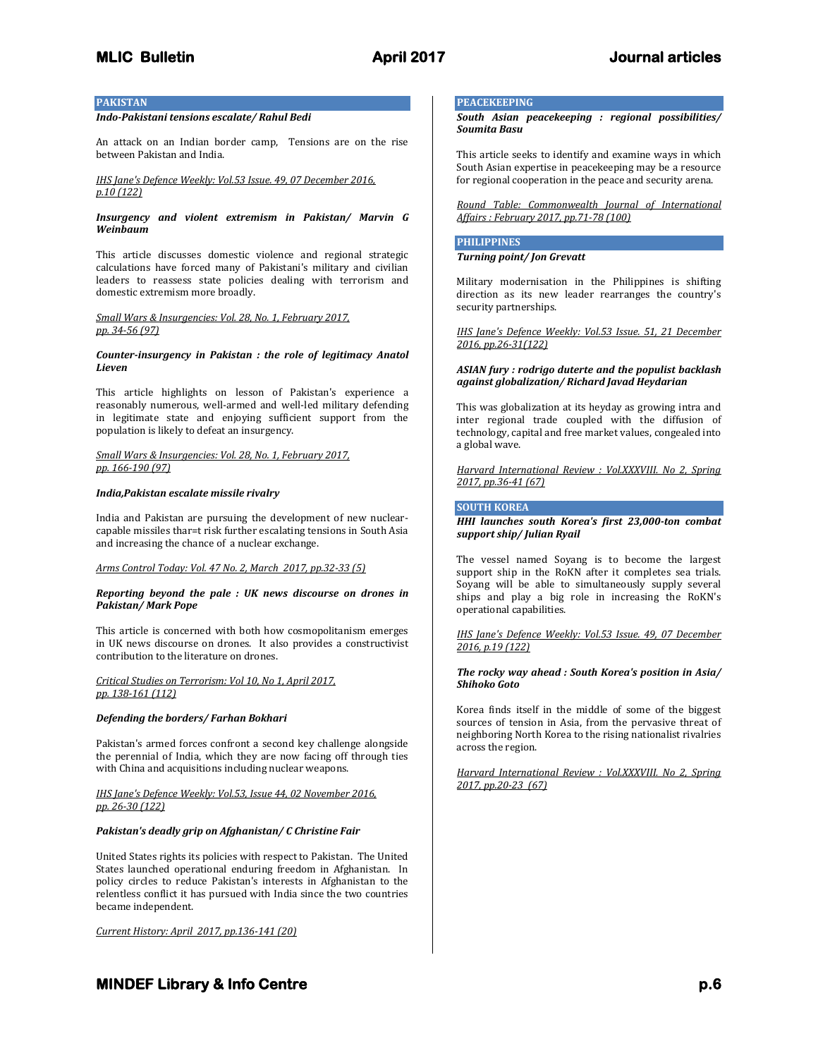## PAKISTAN

***Indo-Pakistani tensions escalate/ Rahul Bedi***

An attack on an Indian border camp, Tensions are on the rise between Pakistan and India.

IHS Jane's Defence Weekly: Vol.53 Issue. 49, 07 December 2016, p.10 (122)

***Insurgency and violent extremism in Pakistan/ Marvin G Weinbaum***

This article discusses domestic violence and regional strategic calculations have forced many of Pakistani's military and civilian leaders to reassess state policies dealing with terrorism and domestic extremism more broadly.

Small Wars & Insurgencies: Vol. 28, No. 1, February 2017, pp. 34-56 (97)

***Counter-insurgency in Pakistan : the role of legitimacy Anatol Lieven***

This article highlights on lesson of Pakistan's experience a reasonably numerous, well-armed and well-led military defending in legitimate state and enjoying sufficient support from the population is likely to defeat an insurgency.

Small Wars & Insurgencies: Vol. 28, No. 1, February 2017, pp. 166-190 (97)

***India,Pakistan escalate missile rivalry***

India and Pakistan are pursuing the development of new nuclear-capable missiles thar=t risk further escalating tensions in South Asia and increasing the chance of a nuclear exchange.

Arms Control Today: Vol. 47 No. 2, March 2017, pp.32-33 (5)

***Reporting beyond the pale : UK news discourse on drones in Pakistan/ Mark Pope***

This article is concerned with both how cosmopolitanism emerges in UK news discourse on drones. It also provides a constructivist contribution to the literature on drones.

Critical Studies on Terrorism: Vol 10, No 1, April 2017, pp. 138-161 (112)

***Defending the borders/ Farhan Bokhari***

Pakistan's armed forces confront a second key challenge alongside the perennial of India, which they are now facing off through ties with China and acquisitions including nuclear weapons.

IHS Jane's Defence Weekly: Vol.53, Issue 44, 02 November 2016, pp. 26-30 (122)

***Pakistan's deadly grip on Afghanistan/ C Christine Fair***

United States rights its policies with respect to Pakistan. The United States launched operational enduring freedom in Afghanistan. In policy circles to reduce Pakistan's interests in Afghanistan to the relentless conflict it has pursued with India since the two countries became independent.

Current History: April 2017, pp.136-141 (20)

## PEACEKEEPING

***South Asian peacekeeping : regional possibilities/ Soumita Basu***

This article seeks to identify and examine ways in which South Asian expertise in peacekeeping may be a resource for regional cooperation in the peace and security arena.

Round Table: Commonwealth Journal of International Affairs : February 2017, pp.71-78 (100)

## PHILIPPINES

***Turning point/ Jon Grevatt***

Military modernisation in the Philippines is shifting direction as its new leader rearranges the country's security partnerships.

IHS Jane's Defence Weekly: Vol.53 Issue. 51, 21 December 2016, pp.26-31(122)

***ASIAN fury : rodrigo duterte and the populist backlash against globalization/ Richard Javad Heydarian***

This was globalization at its heyday as growing intra and inter regional trade coupled with the diffusion of technology, capital and free market values, congealed into a global wave.

Harvard International Review : Vol.XXXVIII. No 2, Spring 2017, pp.36-41 (67)

## SOUTH KOREA

***HHI launches south Korea's first 23,000-ton combat support ship/ Julian Ryail***

The vessel named Soyang is to become the largest support ship in the RoKN after it completes sea trials. Soyang will be able to simultaneously supply several ships and play a big role in increasing the RoKN's operational capabilities.

IHS Jane's Defence Weekly: Vol.53 Issue. 49, 07 December 2016, p.19 (122)

***The rocky way ahead : South Korea's position in Asia/ Shihoko Goto***

Korea finds itself in the middle of some of the biggest sources of tension in Asia, from the pervasive threat of neighboring North Korea to the rising nationalist rivalries across the region.

Harvard International Review : Vol.XXXVIII. No 2, Spring 2017, pp.20-23 (67)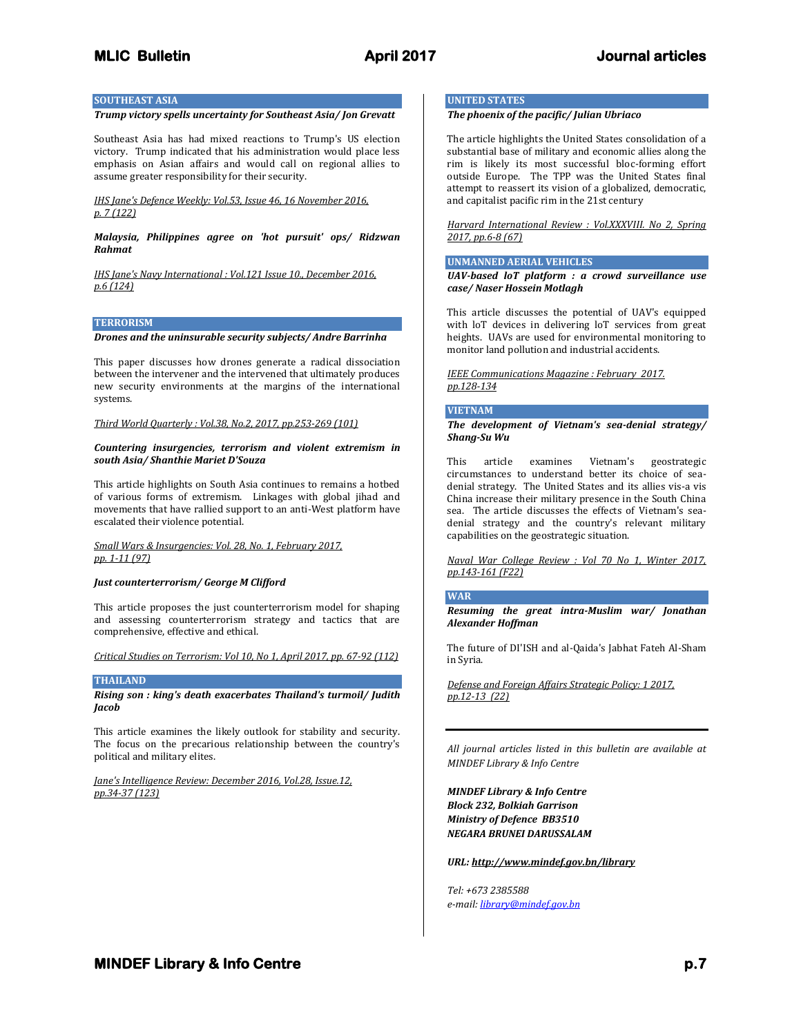## SOUTHEAST ASIA

***Trump victory spells uncertainty for Southeast Asia/ Jon Grevatt***

Southeast Asia has had mixed reactions to Trump's US election victory. Trump indicated that his administration would place less emphasis on Asian affairs and would call on regional allies to assume greater responsibility for their security.

IHS Jane's Defence Weekly: Vol.53, Issue 46, 16 November 2016, p. 7 (122)

***Malaysia, Philippines agree on 'hot pursuit' ops/ Ridzwan Rahmat***

IHS Jane's Navy International : Vol.121 Issue 10., December 2016, p.6 (124)

## TERRORISM

***Drones and the uninsurable security subjects/ Andre Barrinha***

This paper discusses how drones generate a radical dissociation between the intervener and the intervened that ultimately produces new security environments at the margins of the international systems.

Third World Quarterly : Vol.38, No.2, 2017, pp.253-269 (101)

***Countering insurgencies, terrorism and violent extremism in south Asia/ Shanthie Mariet D'Souza***

This article highlights on South Asia continues to remains a hotbed of various forms of extremism. Linkages with global jihad and movements that have rallied support to an anti-West platform have escalated their violence potential.

Small Wars & Insurgencies: Vol. 28, No. 1, February 2017, pp. 1-11 (97)

***Just counterterrorism/ George M Clifford***

This article proposes the just counterterrorism model for shaping and assessing counterterrorism strategy and tactics that are comprehensive, effective and ethical.

Critical Studies on Terrorism: Vol 10, No 1, April 2017, pp. 67-92 (112)

## THAILAND

***Rising son : king's death exacerbates Thailand's turmoil/ Judith Jacob***

This article examines the likely outlook for stability and security. The focus on the precarious relationship between the country's political and military elites.

Jane's Intelligence Review: December 2016, Vol.28, Issue.12, pp.34-37 (123)

## UNITED STATES

***The phoenix of the pacific/ Julian Ubriaco***

The article highlights the United States consolidation of a substantial base of military and economic allies along the rim is likely its most successful bloc-forming effort outside Europe. The TPP was the United States final attempt to reassert its vision of a globalized, democratic, and capitalist pacific rim in the 21st century

Harvard International Review : Vol.XXXVIII. No 2, Spring 2017, pp.6-8 (67)

## UNMANNED AERIAL VEHICLES

***UAV-based loT platform : a crowd surveillance use case/ Naser Hossein Motlagh***

This article discusses the potential of UAV's equipped with loT devices in delivering loT services from great heights. UAVs are used for environmental monitoring to monitor land pollution and industrial accidents.

IEEE Communications Magazine : February 2017. pp.128-134

## VIETNAM

***The development of Vietnam's sea-denial strategy/ Shang-Su Wu***

This article examines Vietnam's geostrategic circumstances to understand better its choice of sea-denial strategy. The United States and its allies vis-a vis China increase their military presence in the South China sea. The article discusses the effects of Vietnam's sea-denial strategy and the country's relevant military capabilities on the geostrategic situation.

Naval War College Review : Vol 70 No 1, Winter 2017, pp.143-161 (F22)

## WAR

***Resuming the great intra-Muslim war/ Jonathan Alexander Hoffman***

The future of DI'ISH and al-Qaida's Jabhat Fateh Al-Sham in Syria.

Defense and Foreign Affairs Strategic Policy: 1 2017, pp.12-13 (22)

---

*All journal articles listed in this bulletin are available at MINDEF Library & Info Centre*

***MINDEF Library & Info Centre***
***Block 232, Bolkiah Garrison***
***Ministry of Defence BB3510***
***NEGARA BRUNEI DARUSSALAM***

*URL: **http://www.mindef.gov.bn/library***

*Tel: +673 2385588*
*e-mail: library@mindef.gov.bn*